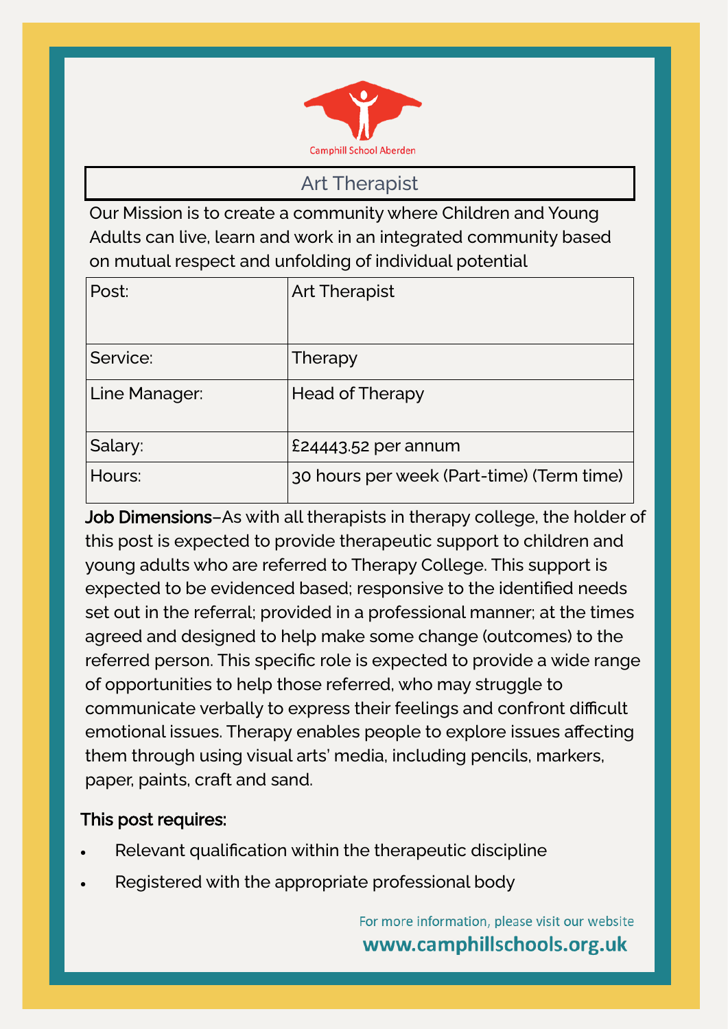Camphill School Aberden

# Art Therapist

Our Mission is to create a community where Children and Young Adults can live, learn and work in an integrated community based on mutual respect and unfolding of individual potential

| Post: | Art Therapist |
|---|---|
| Service: | Therapy |
| Line Manager: | Head of Therapy |
| Salary: | £24443.52 per annum |
| Hours: | 30 hours per week (Part-time) (Term time) |

**Job Dimensions**–As with all therapists in therapy college, the holder of this post is expected to provide therapeutic support to children and young adults who are referred to Therapy College. This support is expected to be evidenced based; responsive to the identified needs set out in the referral; provided in a professional manner; at the times agreed and designed to help make some change (outcomes) to the referred person. This specific role is expected to provide a wide range of opportunities to help those referred, who may struggle to communicate verbally to express their feelings and confront difficult emotional issues. Therapy enables people to explore issues affecting them through using visual arts' media, including pencils, markers, paper, paints, craft and sand.

**This post requires:**

- Relevant qualification within the therapeutic discipline
- Registered with the appropriate professional body

For more information, please visit our website
**www.camphillschools.org.uk**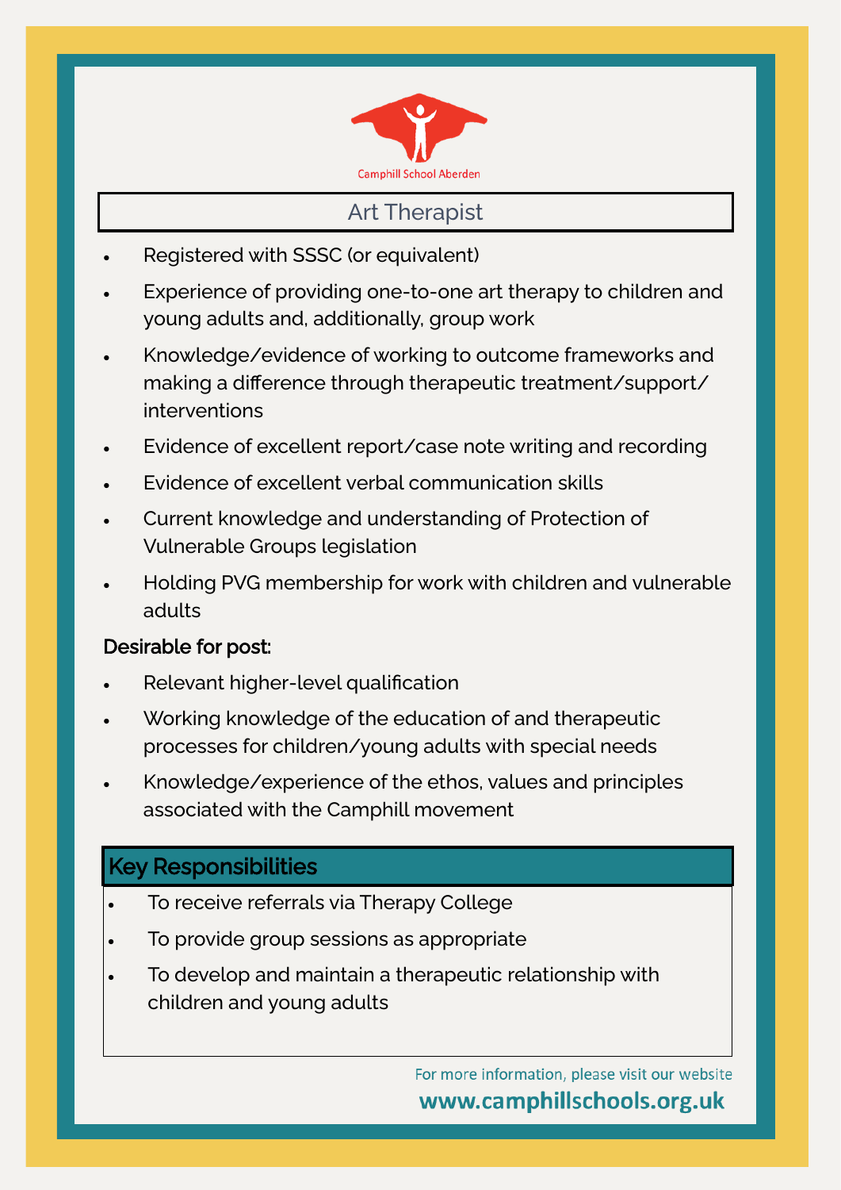Camphill School Aberden

# Art Therapist

- Registered with SSSC (or equivalent)
- Experience of providing one-to-one art therapy to children and young adults and, additionally, group work
- Knowledge/evidence of working to outcome frameworks and making a difference through therapeutic treatment/support/ interventions
- Evidence of excellent report/case note writing and recording
- Evidence of excellent verbal communication skills
- Current knowledge and understanding of Protection of Vulnerable Groups legislation
- Holding PVG membership for work with children and vulnerable adults

**Desirable for post:**

- Relevant higher-level qualification
- Working knowledge of the education of and therapeutic processes for children/young adults with special needs
- Knowledge/experience of the ethos, values and principles associated with the Camphill movement

## Key Responsibilities

- To receive referrals via Therapy College
- To provide group sessions as appropriate
- To develop and maintain a therapeutic relationship with children and young adults

For more information, please visit our website

**www.camphillschools.org.uk**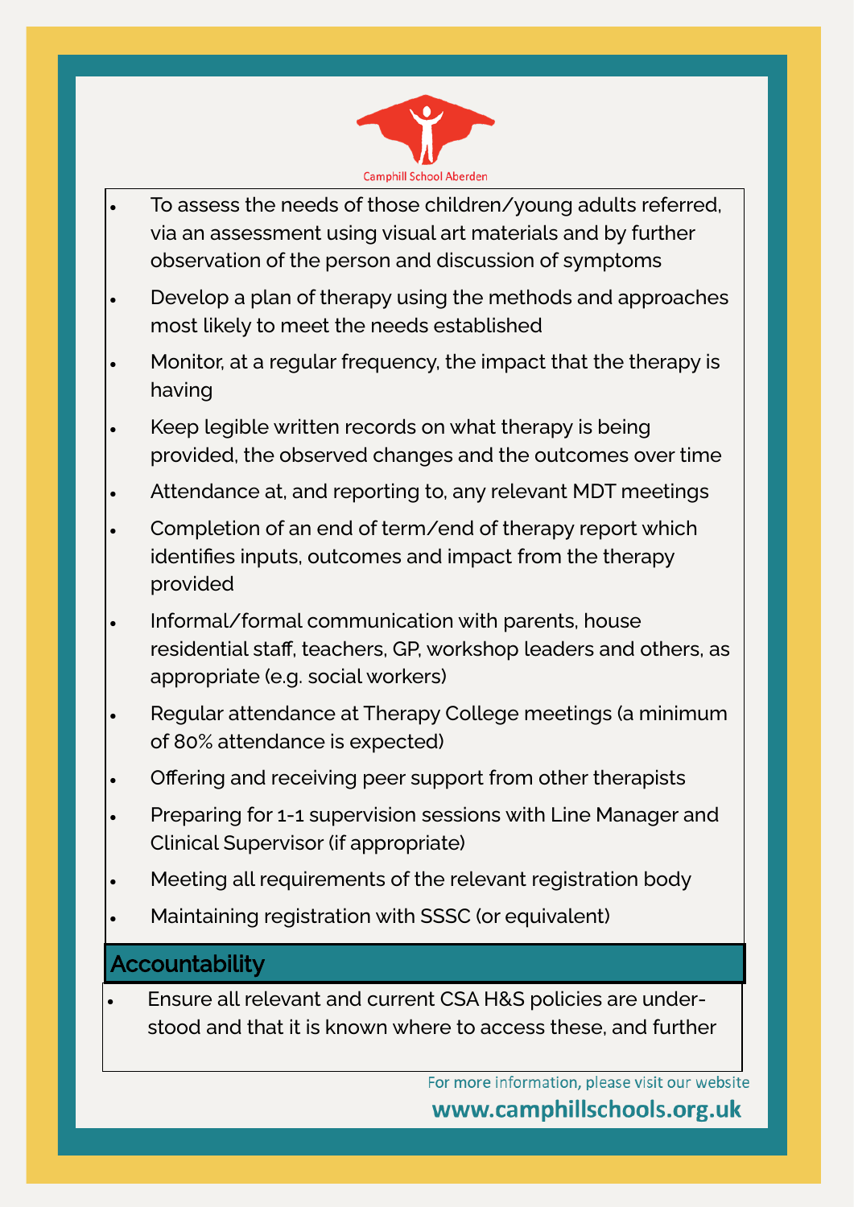Camphill School Aberden

- To assess the needs of those children/young adults referred, via an assessment using visual art materials and by further observation of the person and discussion of symptoms
- Develop a plan of therapy using the methods and approaches most likely to meet the needs established
- Monitor, at a regular frequency, the impact that the therapy is having
- Keep legible written records on what therapy is being provided, the observed changes and the outcomes over time
- Attendance at, and reporting to, any relevant MDT meetings
- Completion of an end of term/end of therapy report which identifies inputs, outcomes and impact from the therapy provided
- Informal/formal communication with parents, house residential staff, teachers, GP, workshop leaders and others, as appropriate (e.g. social workers)
- Regular attendance at Therapy College meetings (a minimum of 80% attendance is expected)
- Offering and receiving peer support from other therapists
- Preparing for 1-1 supervision sessions with Line Manager and Clinical Supervisor (if appropriate)
- Meeting all requirements of the relevant registration body
- Maintaining registration with SSSC (or equivalent)

## Accountability

- Ensure all relevant and current CSA H&S policies are understood and that it is known where to access these, and further

For more information, please visit our website

**www.camphillschools.org.uk**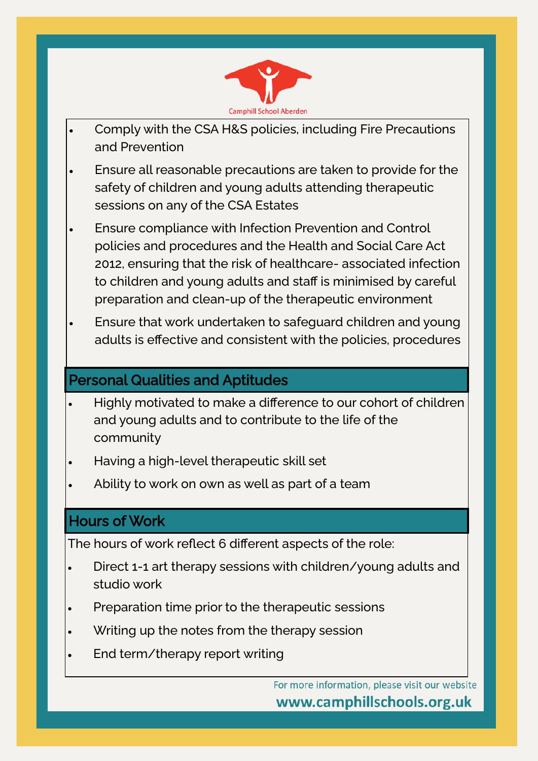Camphill School Aberdeen

- Comply with the CSA H&S policies, including Fire Precautions and Prevention
- Ensure all reasonable precautions are taken to provide for the safety of children and young adults attending therapeutic sessions on any of the CSA Estates
- Ensure compliance with Infection Prevention and Control policies and procedures and the Health and Social Care Act 2012, ensuring that the risk of healthcare- associated infection to children and young adults and staff is minimised by careful preparation and clean-up of the therapeutic environment
- Ensure that work undertaken to safeguard children and young adults is effective and consistent with the policies, procedures

## Personal Qualities and Aptitudes

- Highly motivated to make a difference to our cohort of children and young adults and to contribute to the life of the community
- Having a high-level therapeutic skill set
- Ability to work on own as well as part of a team

## Hours of Work

The hours of work reflect 6 different aspects of the role:

- Direct 1-1 art therapy sessions with children/young adults and studio work
- Preparation time prior to the therapeutic sessions
- Writing up the notes from the therapy session
- End term/therapy report writing

For more information, please visit our website
**www.camphillschools.org.uk**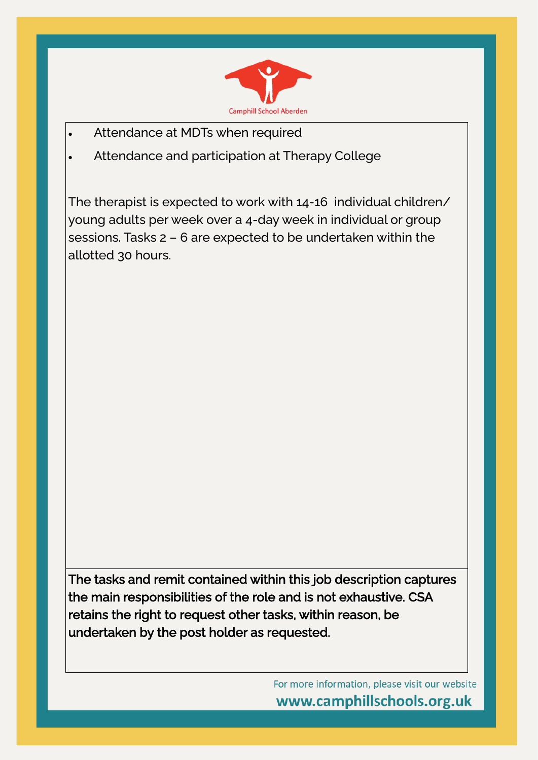- Attendance at MDTs when required
- Attendance and participation at Therapy College

The therapist is expected to work with 14-16 individual children/ young adults per week over a 4-day week in individual or group sessions. Tasks 2 – 6 are expected to be undertaken within the allotted 30 hours.

**The tasks and remit contained within this job description captures the main responsibilities of the role and is not exhaustive. CSA retains the right to request other tasks, within reason, be undertaken by the post holder as requested.**

For more information, please visit our website

**www.camphillschools.org.uk**